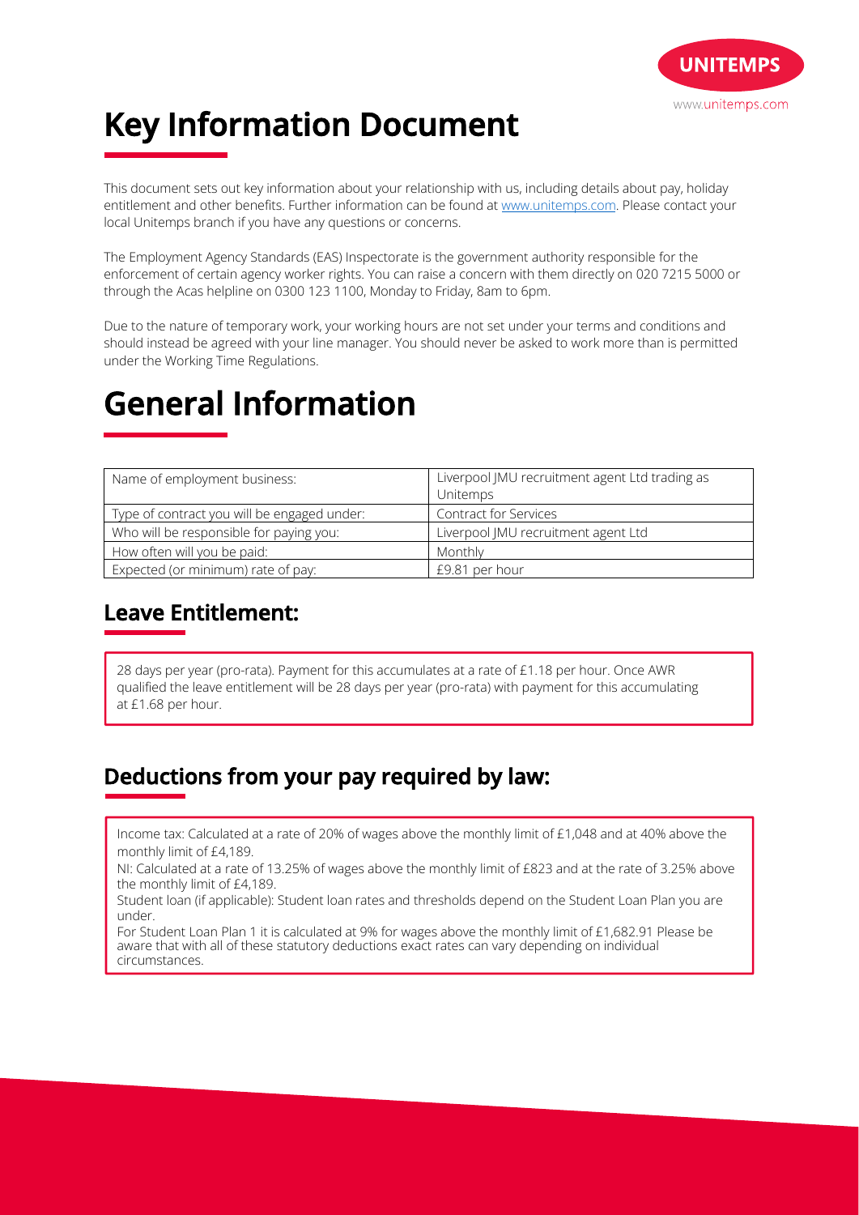# Key Information Document

This document sets out key information about your relationship with us, including details about pay, holiday entitlement and other benefits. Further information can be found at www.unitemps.com. Please contact your local Unitemps branch if you have any questions or concerns.

The Employment Agency Standards (EAS) Inspectorate is the government authority responsible for the enforcement of certain agency worker rights. You can raise a concern with them directly on 020 7215 5000 or through the Acas helpline on 0300 123 1100, Monday to Friday, 8am to 6pm.

Due to the nature of temporary work, your working hours are not set under your terms and conditions and should instead be agreed with your line manager. You should never be asked to work more than is permitted under the Working Time Regulations.

# General Information

| | |
|---|---|
| Name of employment business: | Liverpool JMU recruitment agent Ltd trading as Unitemps |
| Type of contract you will be engaged under: | Contract for Services |
| Who will be responsible for paying you: | Liverpool JMU recruitment agent Ltd |
| How often will you be paid: | Monthly |
| Expected (or minimum) rate of pay: | £9.81 per hour |

## Leave Entitlement:

28 days per year (pro-rata). Payment for this accumulates at a rate of £1.18 per hour. Once AWR qualified the leave entitlement will be 28 days per year (pro-rata) with payment for this accumulating at £1.68 per hour.

## Deductions from your pay required by law:

Income tax: Calculated at a rate of 20% of wages above the monthly limit of £1,048 and at 40% above the monthly limit of £4,189.

NI: Calculated at a rate of 13.25% of wages above the monthly limit of £823 and at the rate of 3.25% above the monthly limit of £4,189.

Student loan (if applicable): Student loan rates and thresholds depend on the Student Loan Plan you are under.

For Student Loan Plan 1 it is calculated at 9% for wages above the monthly limit of £1,682.91 Please be aware that with all of these statutory deductions exact rates can vary depending on individual circumstances.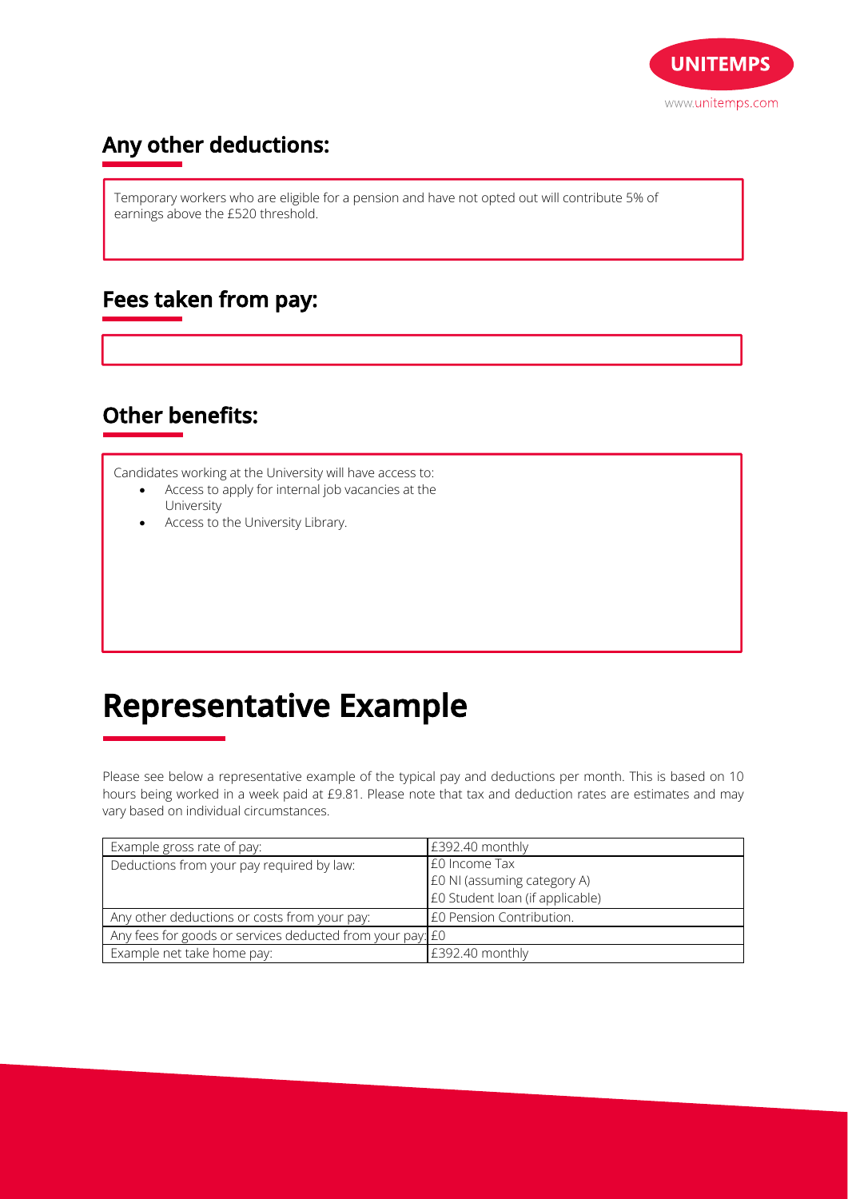## Any other deductions:

Temporary workers who are eligible for a pension and have not opted out will contribute 5% of earnings above the £520 threshold.

## Fees taken from pay:

## Other benefits:

Candidates working at the University will have access to:

- Access to apply for internal job vacancies at the University
- Access to the University Library.

# Representative Example

Please see below a representative example of the typical pay and deductions per month. This is based on 10 hours being worked in a week paid at £9.81. Please note that tax and deduction rates are estimates and may vary based on individual circumstances.

| | |
|---|---|
| Example gross rate of pay: | £392.40 monthly |
| Deductions from your pay required by law: | £0 Income Tax<br>£0 NI (assuming category A)<br>£0 Student loan (if applicable) |
| Any other deductions or costs from your pay: | £0 Pension Contribution. |
| Any fees for goods or services deducted from your pay: | £0 |
| Example net take home pay: | £392.40 monthly |